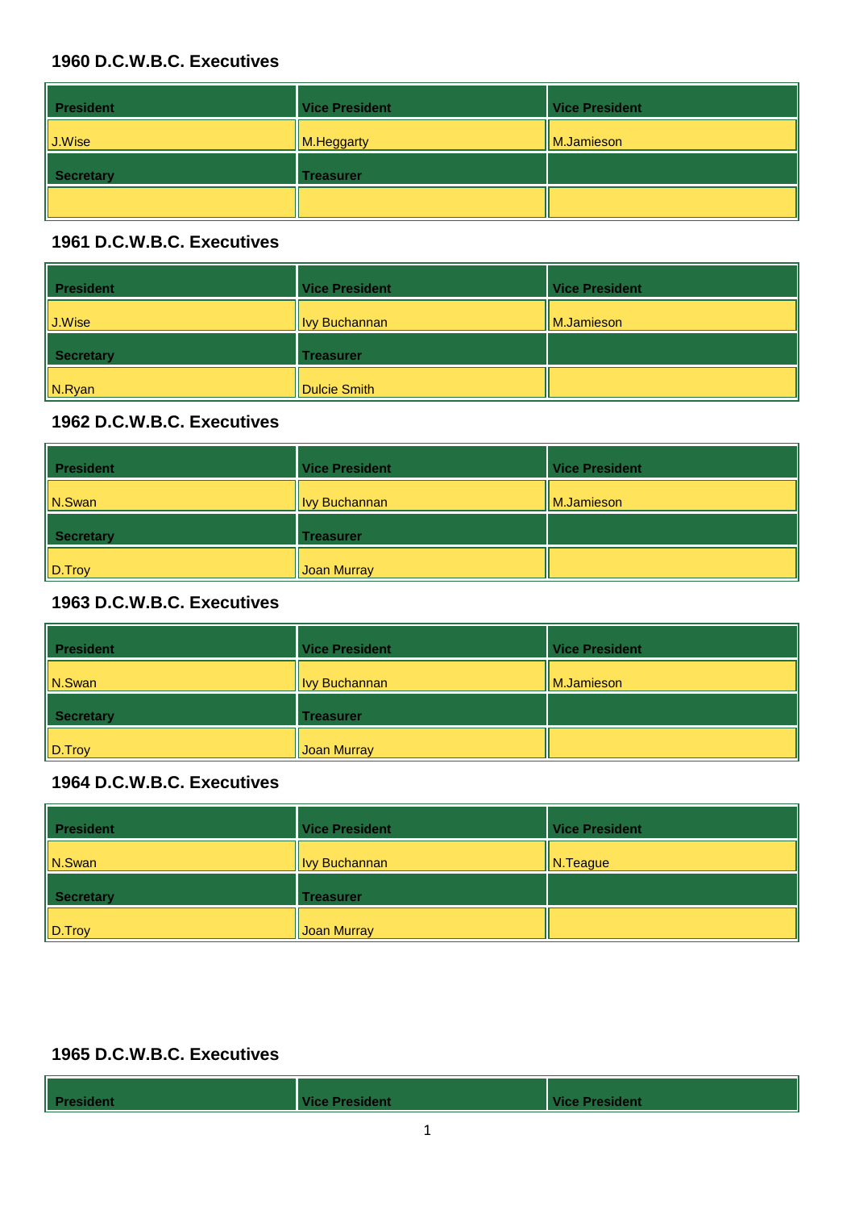### 1960 D.C.W.B.C. Executives

| President | Vice President | Vice President |
|---|---|---|
| J.Wise | M.Heggarty | M.Jamieson |
| **Secretary** | **Treasurer** | |
| | | |

### 1961 D.C.W.B.C. Executives

| President | Vice President | Vice President |
|---|---|---|
| J.Wise | Ivy Buchannan | M.Jamieson |
| **Secretary** | **Treasurer** | |
| N.Ryan | Dulcie Smith | |

### 1962 D.C.W.B.C. Executives

| President | Vice President | Vice President |
|---|---|---|
| N.Swan | Ivy Buchannan | M.Jamieson |
| **Secretary** | **Treasurer** | |
| D.Troy | Joan Murray | |

### 1963 D.C.W.B.C. Executives

| President | Vice President | Vice President |
|---|---|---|
| N.Swan | Ivy Buchannan | M.Jamieson |
| **Secretary** | **Treasurer** | |
| D.Troy | Joan Murray | |

### 1964 D.C.W.B.C. Executives

| President | Vice President | Vice President |
|---|---|---|
| N.Swan | Ivy Buchannan | N.Teague |
| **Secretary** | **Treasurer** | |
| D.Troy | Joan Murray | |

### 1965 D.C.W.B.C. Executives

| President | Vice President | Vice President |
|---|---|---|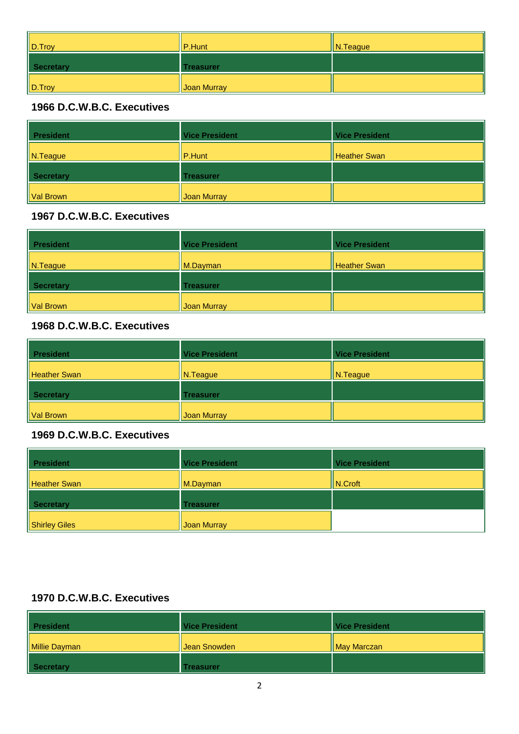| D.Troy | P.Hunt | N.Teague |
|---|---|---|
| **Secretary** | **Treasurer** | |
| D.Troy | Joan Murray | |

### 1966 D.C.W.B.C. Executives

| President | Vice President | Vice President |
|---|---|---|
| N.Teague | P.Hunt | Heather Swan |
| **Secretary** | **Treasurer** | |
| Val Brown | Joan Murray | |

### 1967 D.C.W.B.C. Executives

| President | Vice President | Vice President |
|---|---|---|
| N.Teague | M.Dayman | Heather Swan |
| **Secretary** | **Treasurer** | |
| Val Brown | Joan Murray | |

### 1968 D.C.W.B.C. Executives

| President | Vice President | Vice President |
|---|---|---|
| Heather Swan | N.Teague | N.Teague |
| **Secretary** | **Treasurer** | |
| Val Brown | Joan Murray | |

### 1969 D.C.W.B.C. Executives

| President | Vice President | Vice President |
|---|---|---|
| Heather Swan | M.Dayman | N.Croft |
| **Secretary** | **Treasurer** | |
| Shirley Giles | Joan Murray | |

### 1970 D.C.W.B.C. Executives

| President | Vice President | Vice President |
|---|---|---|
| Millie Dayman | Jean Snowden | May Marczan |
| **Secretary** | **Treasurer** | |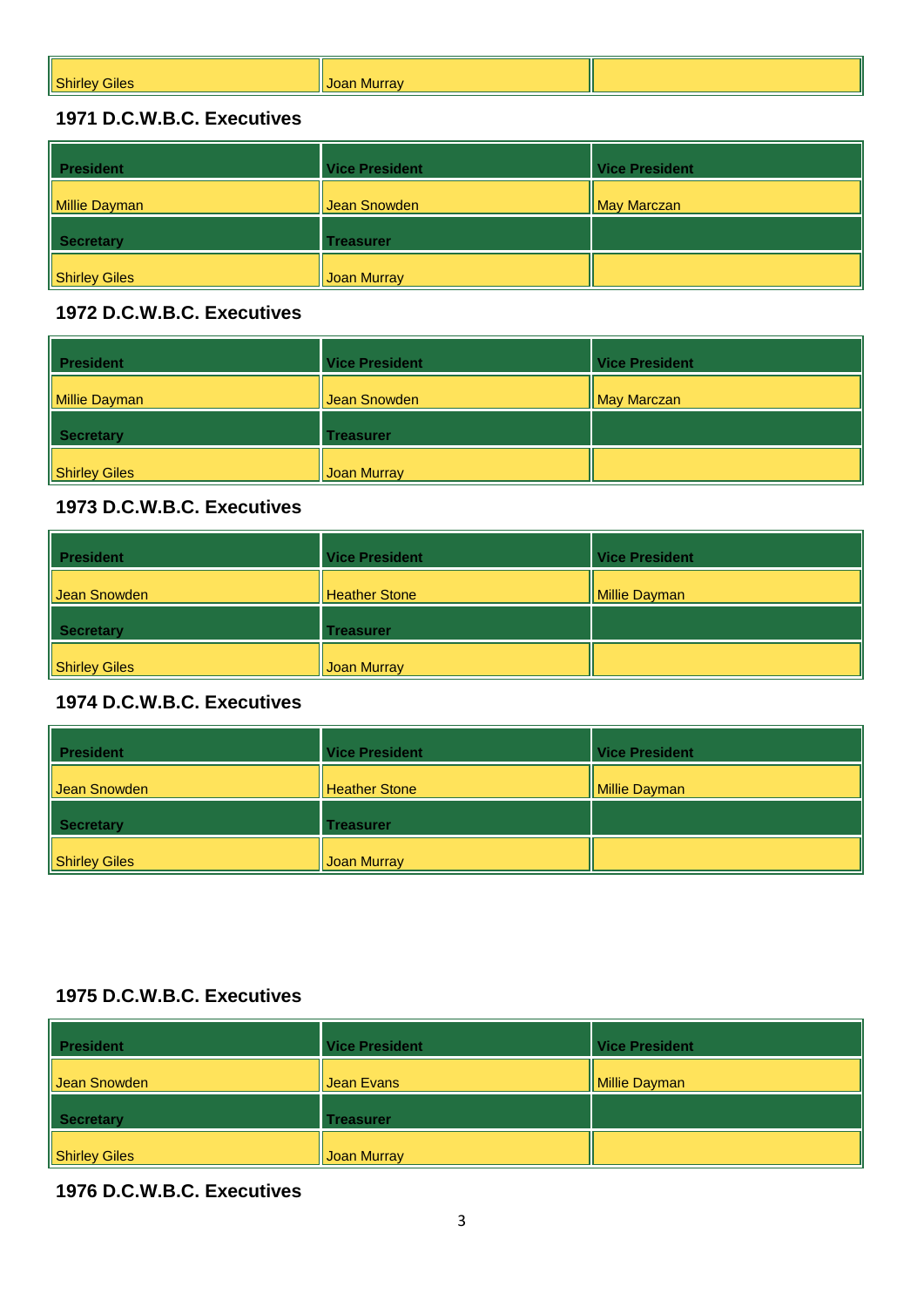| Shirley Giles | Joan Murray | |
|---|---|---|

### 1971 D.C.W.B.C. Executives

| President | Vice President | Vice President |
|---|---|---|
| Millie Dayman | Jean Snowden | May Marczan |
| **Secretary** | **Treasurer** | |
| Shirley Giles | Joan Murray | |

### 1972 D.C.W.B.C. Executives

| President | Vice President | Vice President |
|---|---|---|
| Millie Dayman | Jean Snowden | May Marczan |
| **Secretary** | **Treasurer** | |
| Shirley Giles | Joan Murray | |

### 1973 D.C.W.B.C. Executives

| President | Vice President | Vice President |
|---|---|---|
| Jean Snowden | Heather Stone | Millie Dayman |
| **Secretary** | **Treasurer** | |
| Shirley Giles | Joan Murray | |

### 1974 D.C.W.B.C. Executives

| President | Vice President | Vice President |
|---|---|---|
| Jean Snowden | Heather Stone | Millie Dayman |
| **Secretary** | **Treasurer** | |
| Shirley Giles | Joan Murray | |

### 1975 D.C.W.B.C. Executives

| President | Vice President | Vice President |
|---|---|---|
| Jean Snowden | Jean Evans | Millie Dayman |
| **Secretary** | **Treasurer** | |
| Shirley Giles | Joan Murray | |

### 1976 D.C.W.B.C. Executives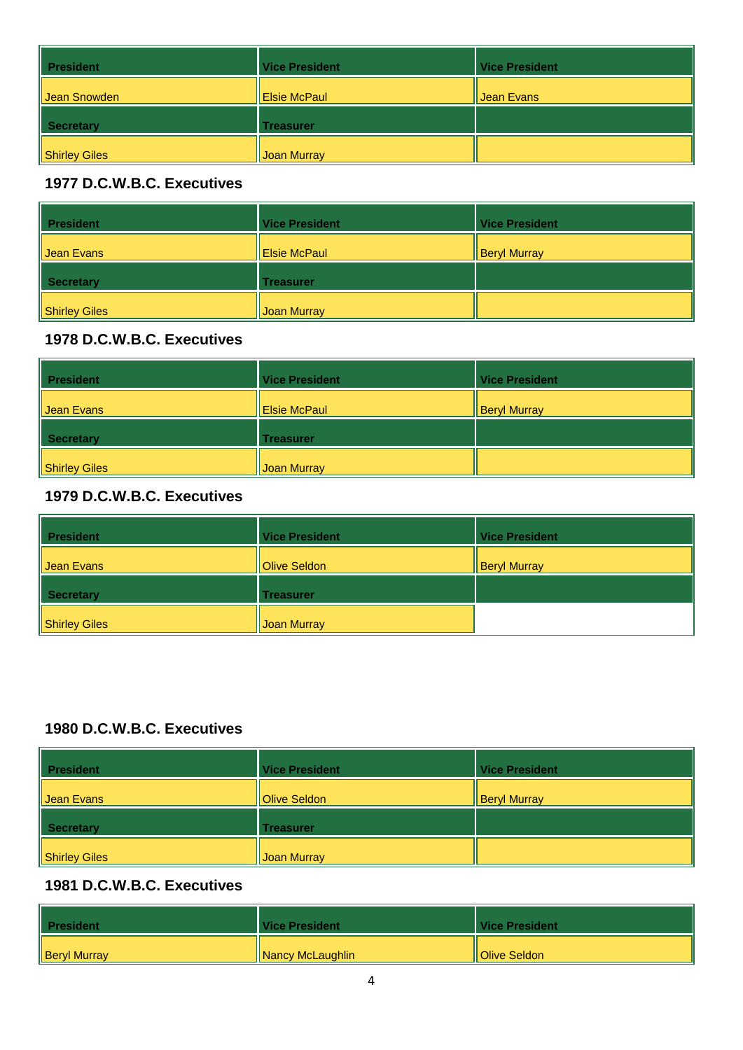| President | Vice President | Vice President |
|---|---|---|
| Jean Snowden | Elsie McPaul | Jean Evans |
| **Secretary** | **Treasurer** | |
| Shirley Giles | Joan Murray | |

### 1977 D.C.W.B.C. Executives

| President | Vice President | Vice President |
|---|---|---|
| Jean Evans | Elsie McPaul | Beryl Murray |
| **Secretary** | **Treasurer** | |
| Shirley Giles | Joan Murray | |

### 1978 D.C.W.B.C. Executives

| President | Vice President | Vice President |
|---|---|---|
| Jean Evans | Elsie McPaul | Beryl Murray |
| **Secretary** | **Treasurer** | |
| Shirley Giles | Joan Murray | |

### 1979 D.C.W.B.C. Executives

| President | Vice President | Vice President |
|---|---|---|
| Jean Evans | Olive Seldon | Beryl Murray |
| **Secretary** | **Treasurer** | |
| Shirley Giles | Joan Murray | |

### 1980 D.C.W.B.C. Executives

| President | Vice President | Vice President |
|---|---|---|
| Jean Evans | Olive Seldon | Beryl Murray |
| **Secretary** | **Treasurer** | |
| Shirley Giles | Joan Murray | |

### 1981 D.C.W.B.C. Executives

| President | Vice President | Vice President |
|---|---|---|
| Beryl Murray | Nancy McLaughlin | Olive Seldon |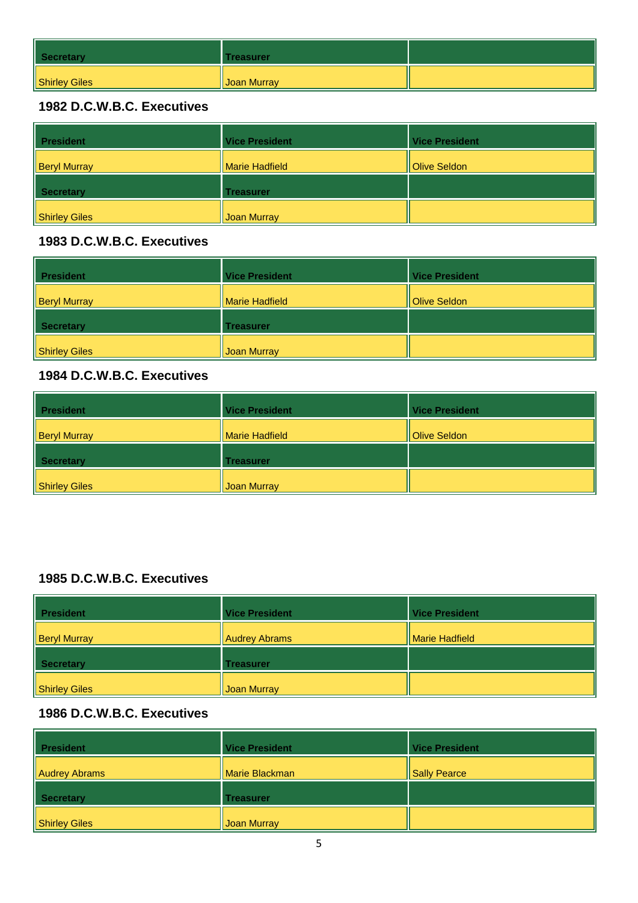| Secretary | Treasurer | |
|---|---|---|
| Shirley Giles | Joan Murray | |

### 1982 D.C.W.B.C. Executives

| President | Vice President | Vice President |
|---|---|---|
| Beryl Murray | Marie Hadfield | Olive Seldon |
| **Secretary** | **Treasurer** | |
| Shirley Giles | Joan Murray | |

### 1983 D.C.W.B.C. Executives

| President | Vice President | Vice President |
|---|---|---|
| Beryl Murray | Marie Hadfield | Olive Seldon |
| **Secretary** | **Treasurer** | |
| Shirley Giles | Joan Murray | |

### 1984 D.C.W.B.C. Executives

| President | Vice President | Vice President |
|---|---|---|
| Beryl Murray | Marie Hadfield | Olive Seldon |
| **Secretary** | **Treasurer** | |
| Shirley Giles | Joan Murray | |

### 1985 D.C.W.B.C. Executives

| President | Vice President | Vice President |
|---|---|---|
| Beryl Murray | Audrey Abrams | Marie Hadfield |
| **Secretary** | **Treasurer** | |
| Shirley Giles | Joan Murray | |

### 1986 D.C.W.B.C. Executives

| President | Vice President | Vice President |
|---|---|---|
| Audrey Abrams | Marie Blackman | Sally Pearce |
| **Secretary** | **Treasurer** | |
| Shirley Giles | Joan Murray | |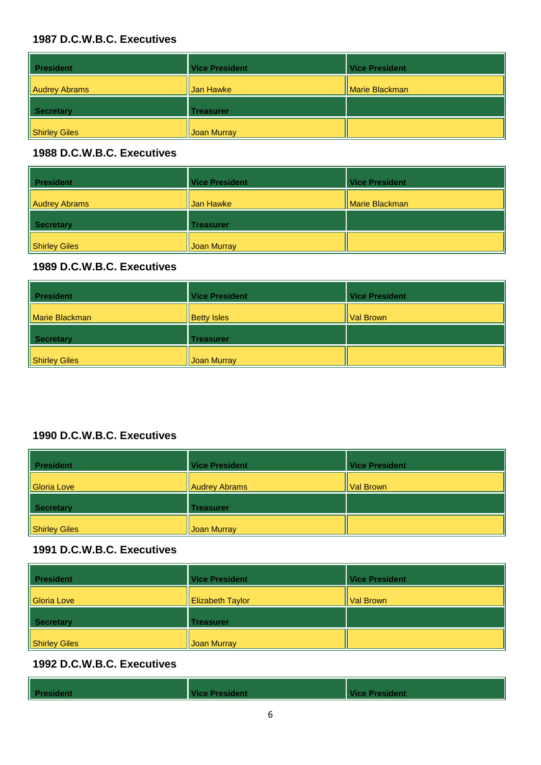### 1987 D.C.W.B.C. Executives

| President | Vice President | Vice President |
|---|---|---|
| Audrey Abrams | Jan Hawke | Marie Blackman |
| **Secretary** | **Treasurer** | |
| Shirley Giles | Joan Murray | |

### 1988 D.C.W.B.C. Executives

| President | Vice President | Vice President |
|---|---|---|
| Audrey Abrams | Jan Hawke | Marie Blackman |
| **Secretary** | **Treasurer** | |
| Shirley Giles | Joan Murray | |

### 1989 D.C.W.B.C. Executives

| President | Vice President | Vice President |
|---|---|---|
| Marie Blackman | Betty Isles | Val Brown |
| **Secretary** | **Treasurer** | |
| Shirley Giles | Joan Murray | |

### 1990 D.C.W.B.C. Executives

| President | Vice President | Vice President |
|---|---|---|
| Gloria Love | Audrey Abrams | Val Brown |
| **Secretary** | **Treasurer** | |
| Shirley Giles | Joan Murray | |

### 1991 D.C.W.B.C. Executives

| President | Vice President | Vice President |
|---|---|---|
| Gloria Love | Elizabeth Taylor | Val Brown |
| **Secretary** | **Treasurer** | |
| Shirley Giles | Joan Murray | |

### 1992 D.C.W.B.C. Executives

| President | Vice President | Vice President |
|---|---|---|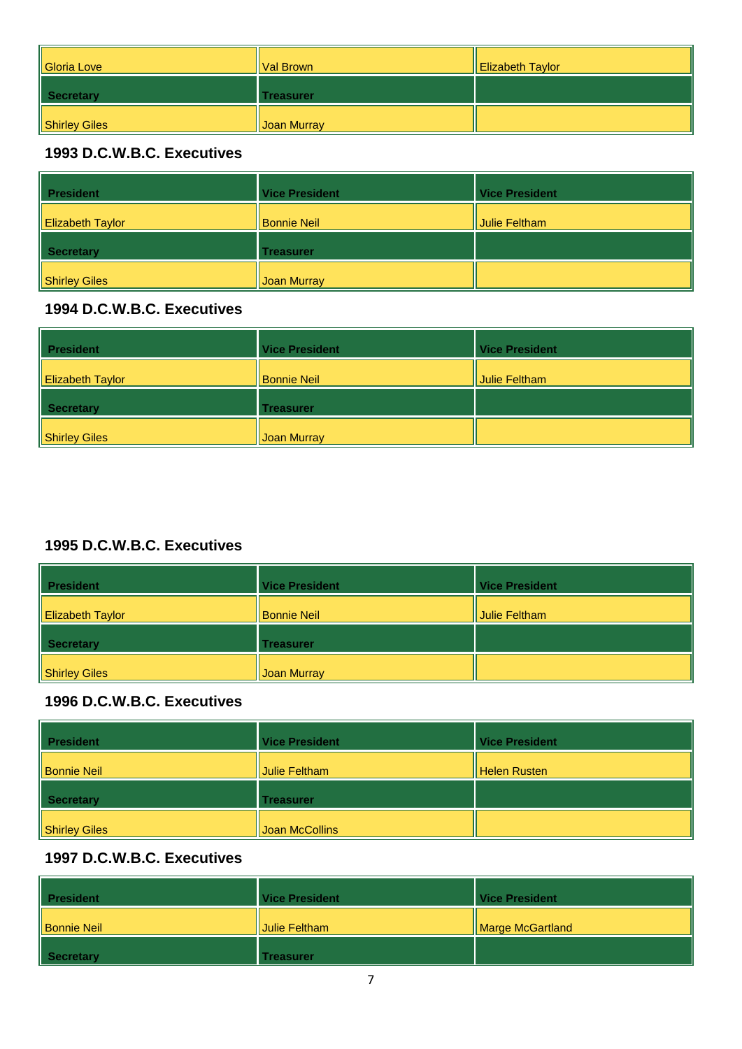| Gloria Love | Val Brown | Elizabeth Taylor |
| --- | --- | --- |
| **Secretary** | **Treasurer** | |
| Shirley Giles | Joan Murray | |

### 1993 D.C.W.B.C. Executives

| President | Vice President | Vice President |
| --- | --- | --- |
| Elizabeth Taylor | Bonnie Neil | Julie Feltham |
| **Secretary** | **Treasurer** | |
| Shirley Giles | Joan Murray | |

### 1994 D.C.W.B.C. Executives

| President | Vice President | Vice President |
| --- | --- | --- |
| Elizabeth Taylor | Bonnie Neil | Julie Feltham |
| **Secretary** | **Treasurer** | |
| Shirley Giles | Joan Murray | |

### 1995 D.C.W.B.C. Executives

| President | Vice President | Vice President |
| --- | --- | --- |
| Elizabeth Taylor | Bonnie Neil | Julie Feltham |
| **Secretary** | **Treasurer** | |
| Shirley Giles | Joan Murray | |

### 1996 D.C.W.B.C. Executives

| President | Vice President | Vice President |
| --- | --- | --- |
| Bonnie Neil | Julie Feltham | Helen Rusten |
| **Secretary** | **Treasurer** | |
| Shirley Giles | Joan McCollins | |

### 1997 D.C.W.B.C. Executives

| President | Vice President | Vice President |
| --- | --- | --- |
| Bonnie Neil | Julie Feltham | Marge McGartland |
| **Secretary** | **Treasurer** | |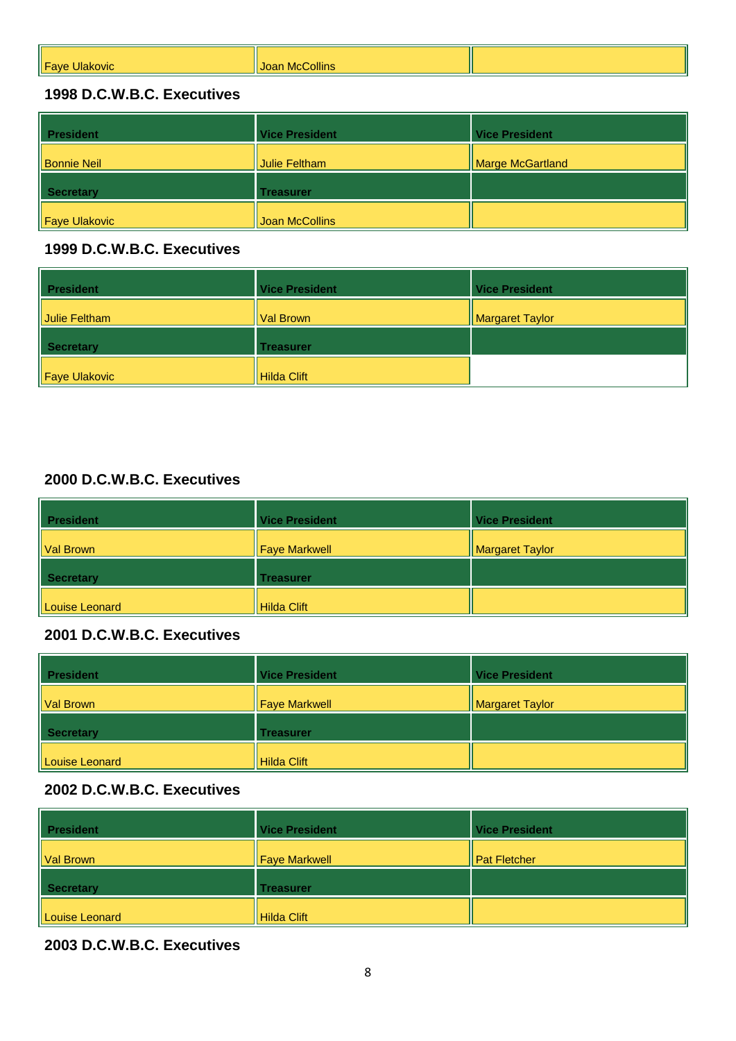| Faye Ulakovic | Joan McCollins | |
|---|---|---|

### 1998 D.C.W.B.C. Executives

| President | Vice President | Vice President |
|---|---|---|
| Bonnie Neil | Julie Feltham | Marge McGartland |
| **Secretary** | **Treasurer** | |
| Faye Ulakovic | Joan McCollins | |

### 1999 D.C.W.B.C. Executives

| President | Vice President | Vice President |
|---|---|---|
| Julie Feltham | Val Brown | Margaret Taylor |
| **Secretary** | **Treasurer** | |
| Faye Ulakovic | Hilda Clift | |

### 2000 D.C.W.B.C. Executives

| President | Vice President | Vice President |
|---|---|---|
| Val Brown | Faye Markwell | Margaret Taylor |
| **Secretary** | **Treasurer** | |
| Louise Leonard | Hilda Clift | |

### 2001 D.C.W.B.C. Executives

| President | Vice President | Vice President |
|---|---|---|
| Val Brown | Faye Markwell | Margaret Taylor |
| **Secretary** | **Treasurer** | |
| Louise Leonard | Hilda Clift | |

### 2002 D.C.W.B.C. Executives

| President | Vice President | Vice President |
|---|---|---|
| Val Brown | Faye Markwell | Pat Fletcher |
| **Secretary** | **Treasurer** | |
| Louise Leonard | Hilda Clift | |

### 2003 D.C.W.B.C. Executives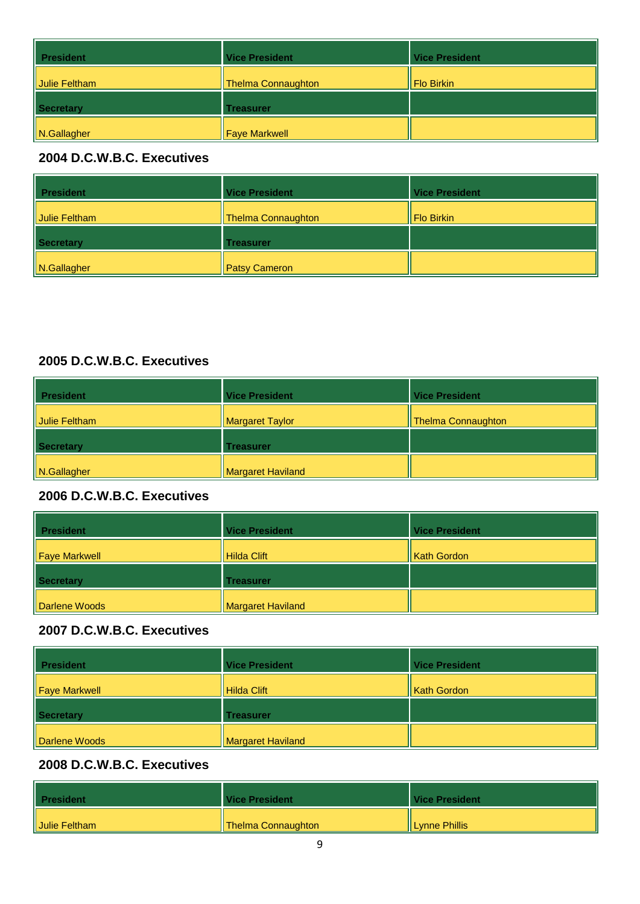| President | Vice President | Vice President |
|---|---|---|
| Julie Feltham | Thelma Connaughton | Flo Birkin |
| **Secretary** | **Treasurer** | |
| N.Gallagher | Faye Markwell | |

### 2004 D.C.W.B.C. Executives

| President | Vice President | Vice President |
|---|---|---|
| Julie Feltham | Thelma Connaughton | Flo Birkin |
| **Secretary** | **Treasurer** | |
| N.Gallagher | Patsy Cameron | |

### 2005 D.C.W.B.C. Executives

| President | Vice President | Vice President |
|---|---|---|
| Julie Feltham | Margaret Taylor | Thelma Connaughton |
| **Secretary** | **Treasurer** | |
| N.Gallagher | Margaret Haviland | |

### 2006 D.C.W.B.C. Executives

| President | Vice President | Vice President |
|---|---|---|
| Faye Markwell | Hilda Clift | Kath Gordon |
| **Secretary** | **Treasurer** | |
| Darlene Woods | Margaret Haviland | |

### 2007 D.C.W.B.C. Executives

| President | Vice President | Vice President |
|---|---|---|
| Faye Markwell | Hilda Clift | Kath Gordon |
| **Secretary** | **Treasurer** | |
| Darlene Woods | Margaret Haviland | |

### 2008 D.C.W.B.C. Executives

| President | Vice President | Vice President |
|---|---|---|
| Julie Feltham | Thelma Connaughton | Lynne Phillis |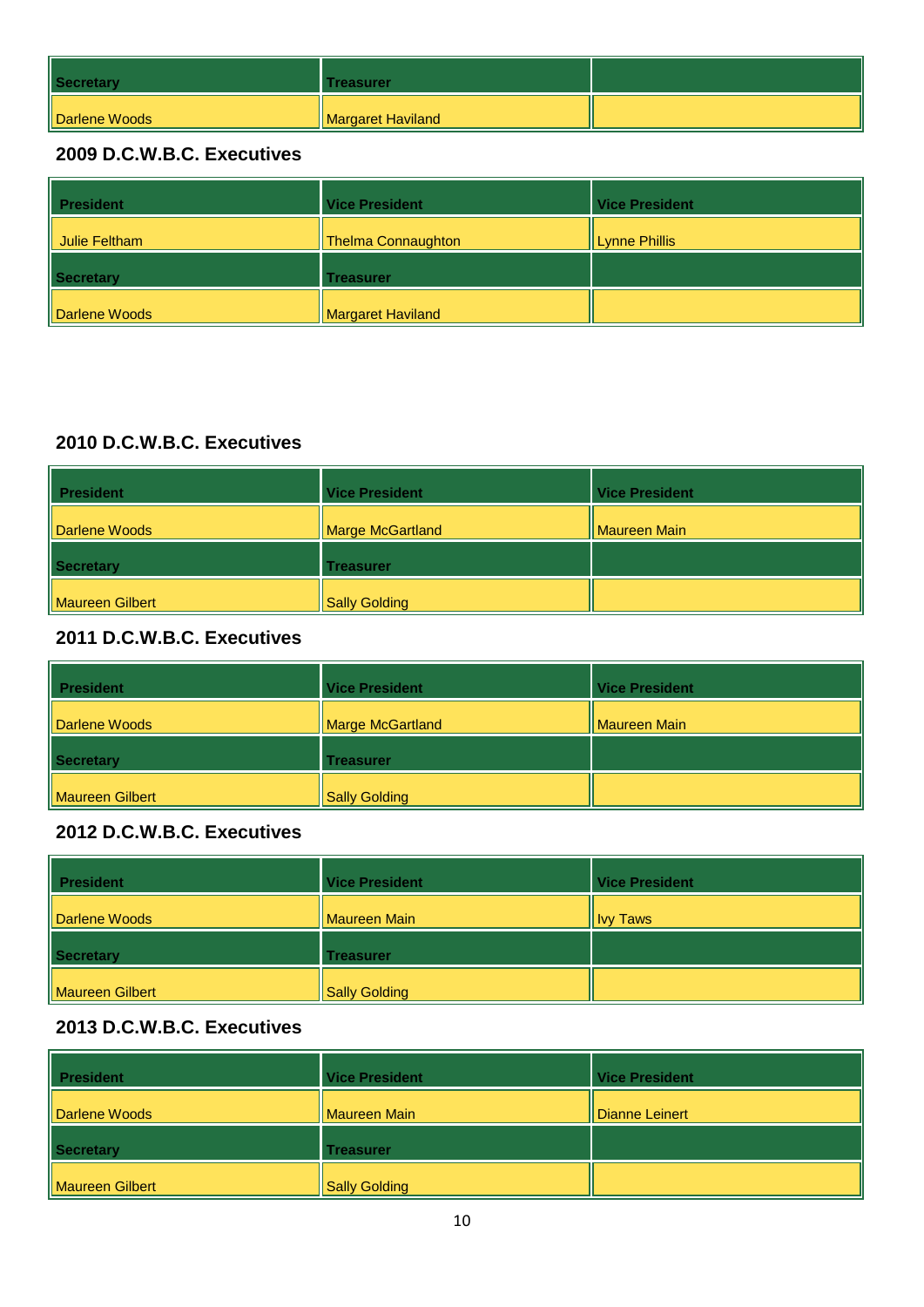| Secretary | Treasurer | |
|---|---|---|
| Darlene Woods | Margaret Haviland | |

### 2009 D.C.W.B.C. Executives

| President | Vice President | Vice President |
|---|---|---|
| Julie Feltham | Thelma Connaughton | Lynne Phillis |
| **Secretary** | **Treasurer** | |
| Darlene Woods | Margaret Haviland | |

### 2010 D.C.W.B.C. Executives

| President | Vice President | Vice President |
|---|---|---|
| Darlene Woods | Marge McGartland | Maureen Main |
| **Secretary** | **Treasurer** | |
| Maureen Gilbert | Sally Golding | |

### 2011 D.C.W.B.C. Executives

| President | Vice President | Vice President |
|---|---|---|
| Darlene Woods | Marge McGartland | Maureen Main |
| **Secretary** | **Treasurer** | |
| Maureen Gilbert | Sally Golding | |

### 2012 D.C.W.B.C. Executives

| President | Vice President | Vice President |
|---|---|---|
| Darlene Woods | Maureen Main | Ivy Taws |
| **Secretary** | **Treasurer** | |
| Maureen Gilbert | Sally Golding | |

### 2013 D.C.W.B.C. Executives

| President | Vice President | Vice President |
|---|---|---|
| Darlene Woods | Maureen Main | Dianne Leinert |
| **Secretary** | **Treasurer** | |
| Maureen Gilbert | Sally Golding | |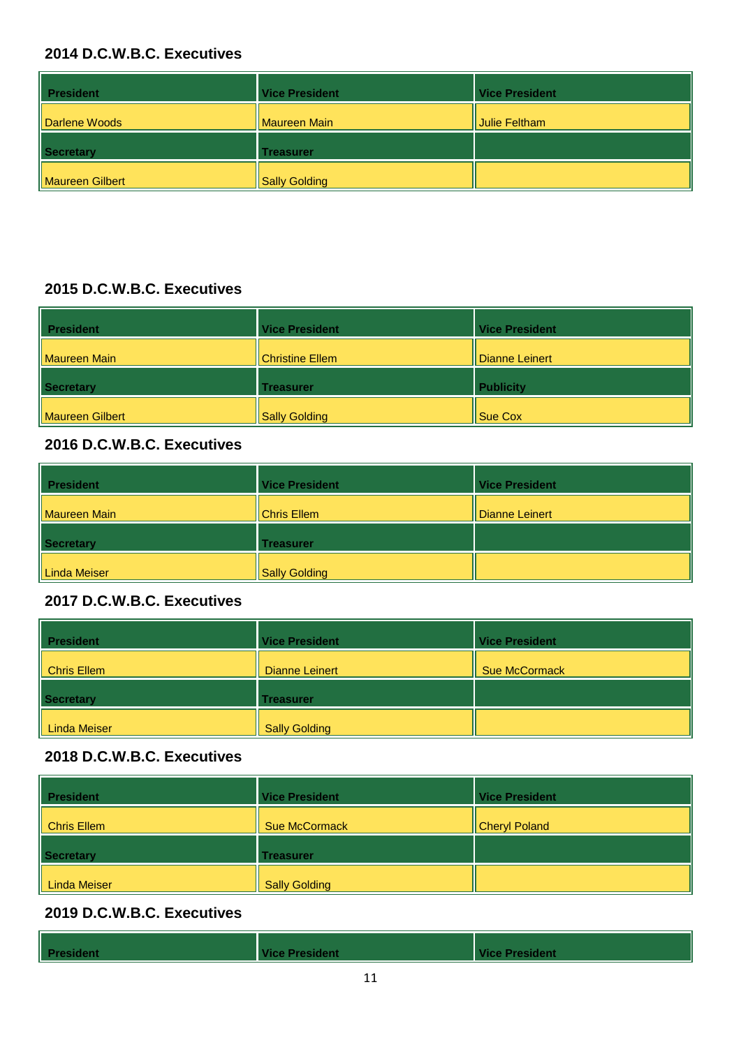### 2014 D.C.W.B.C. Executives

| President | Vice President | Vice President |
|---|---|---|
| Darlene Woods | Maureen Main | Julie Feltham |
| **Secretary** | **Treasurer** | |
| Maureen Gilbert | Sally Golding | |

### 2015 D.C.W.B.C. Executives

| President | Vice President | Vice President |
|---|---|---|
| Maureen Main | Christine Ellem | Dianne Leinert |
| **Secretary** | **Treasurer** | **Publicity** |
| Maureen Gilbert | Sally Golding | Sue Cox |

### 2016 D.C.W.B.C. Executives

| President | Vice President | Vice President |
|---|---|---|
| Maureen Main | Chris Ellem | Dianne Leinert |
| **Secretary** | **Treasurer** | |
| Linda Meiser | Sally Golding | |

### 2017 D.C.W.B.C. Executives

| President | Vice President | Vice President |
|---|---|---|
| Chris Ellem | Dianne Leinert | Sue McCormack |
| **Secretary** | **Treasurer** | |
| Linda Meiser | Sally Golding | |

### 2018 D.C.W.B.C. Executives

| President | Vice President | Vice President |
|---|---|---|
| Chris Ellem | Sue McCormack | Cheryl Poland |
| **Secretary** | **Treasurer** | |
| Linda Meiser | Sally Golding | |

### 2019 D.C.W.B.C. Executives

| President | Vice President | Vice President |
|---|---|---|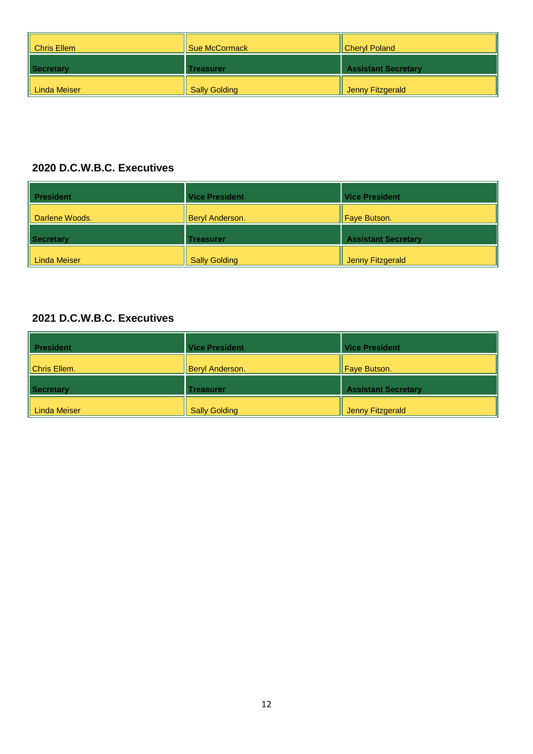| | | |
|---|---|---|
| Chris Ellem | Sue McCormack | Cheryl Poland |
| **Secretary** | **Treasurer** | **Assistant Secretary** |
| Linda Meiser | Sally Golding | Jenny Fitzgerald |

### 2020 D.C.W.B.C. Executives

| President | Vice President | Vice President |
|---|---|---|
| Darlene Woods. | Beryl Anderson. | Faye Butson. |
| **Secretary** | **Treasurer** | **Assistant Secretary** |
| Linda Meiser | Sally Golding | Jenny Fitzgerald |

### 2021 D.C.W.B.C. Executives

| President | Vice President | Vice President |
|---|---|---|
| Chris Ellem. | Beryl Anderson. | Faye Butson. |
| **Secretary** | **Treasurer** | **Assistant Secretary** |
| Linda Meiser | Sally Golding | Jenny Fitzgerald |